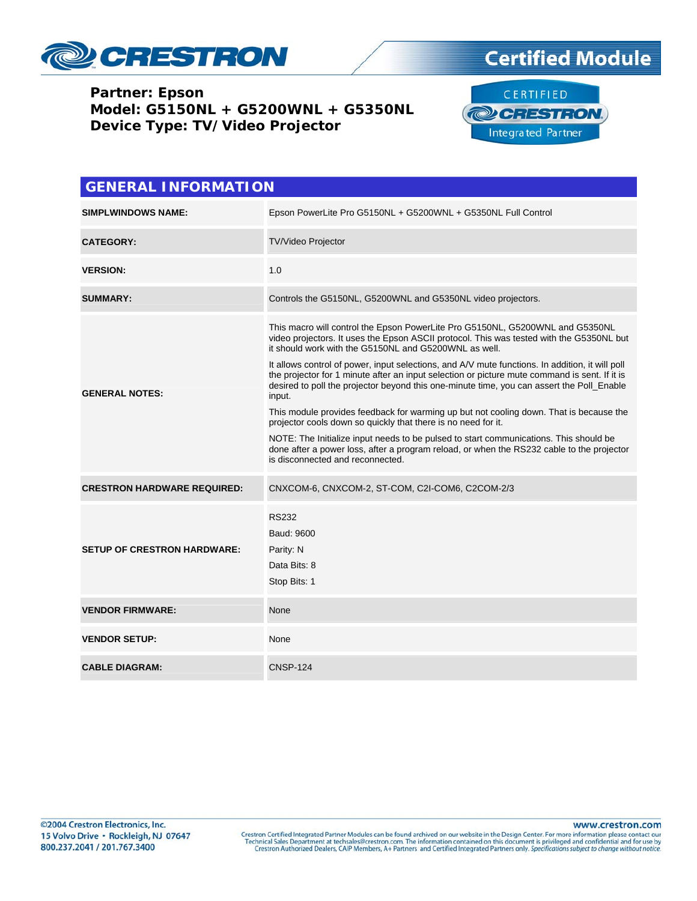**Partner: Epson**
**Model: G5150NL + G5200WNL + G5350NL**
**Device Type: TV/Video Projector**

## GENERAL INFORMATION

| | |
|---|---|
| **SIMPLWINDOWS NAME:** | Epson PowerLite Pro G5150NL + G5200WNL + G5350NL Full Control |
| **CATEGORY:** | TV/Video Projector |
| **VERSION:** | 1.0 |
| **SUMMARY:** | Controls the G5150NL, G5200WNL and G5350NL video projectors. |
| **GENERAL NOTES:** | This macro will control the Epson PowerLite Pro G5150NL, G5200WNL and G5350NL video projectors. It uses the Epson ASCII protocol. This was tested with the G5350NL but it should work with the G5150NL and G5200WNL as well.<br><br>It allows control of power, input selections, and A/V mute functions. In addition, it will poll the projector for 1 minute after an input selection or picture mute command is sent. If it is desired to poll the projector beyond this one-minute time, you can assert the Poll_Enable input.<br><br>This module provides feedback for warming up but not cooling down. That is because the projector cools down so quickly that there is no need for it.<br><br>NOTE: The Initialize input needs to be pulsed to start communications. This should be done after a power loss, after a program reload, or when the RS232 cable to the projector is disconnected and reconnected. |
| **CRESTRON HARDWARE REQUIRED:** | CNXCOM-6, CNXCOM-2, ST-COM, C2I-COM6, C2COM-2/3 |
| **SETUP OF CRESTRON HARDWARE:** | RS232<br>Baud: 9600<br>Parity: N<br>Data Bits: 8<br>Stop Bits: 1 |
| **VENDOR FIRMWARE:** | None |
| **VENDOR SETUP:** | None |
| **CABLE DIAGRAM:** | CNSP-124 |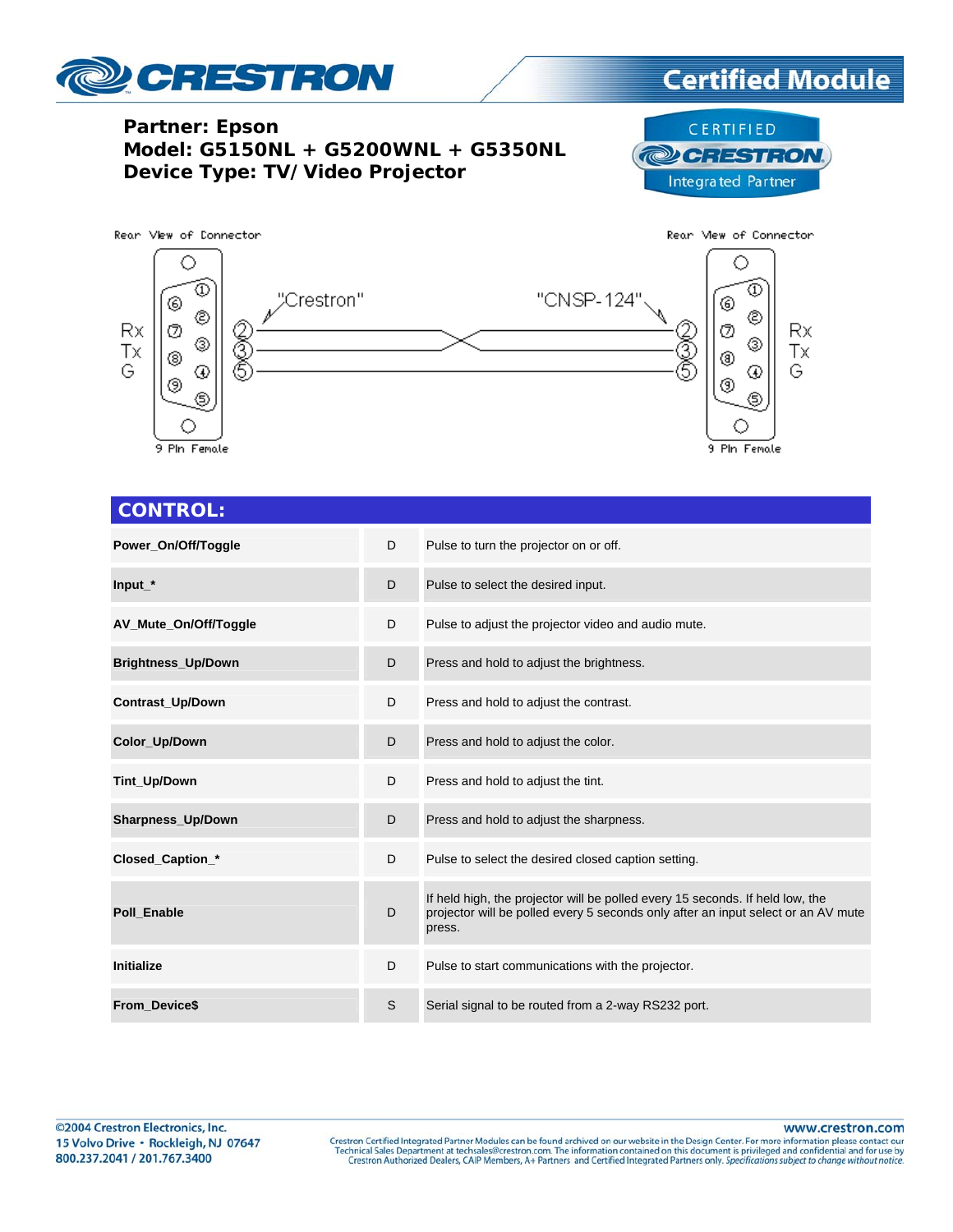**Partner: Epson**
**Model: G5150NL + G5200WNL + G5350NL**
**Device Type: TV/Video Projector**

Rear View of Connector — "Crestron" — 9 Pin Female

Rear View of Connector — "CNSP-124" — 9 Pin Female

Rx 2 — 3 Tx (crossed), Tx 3 — 2 Rx, G 5 — 5 G

## CONTROL:

| | | |
|---|---|---|
| **Power_On/Off/Toggle** | D | Pulse to turn the projector on or off. |
| **Input_*** | D | Pulse to select the desired input. |
| **AV_Mute_On/Off/Toggle** | D | Pulse to adjust the projector video and audio mute. |
| **Brightness_Up/Down** | D | Press and hold to adjust the brightness. |
| **Contrast_Up/Down** | D | Press and hold to adjust the contrast. |
| **Color_Up/Down** | D | Press and hold to adjust the color. |
| **Tint_Up/Down** | D | Press and hold to adjust the tint. |
| **Sharpness_Up/Down** | D | Press and hold to adjust the sharpness. |
| **Closed_Caption_*** | D | Pulse to select the desired closed caption setting. |
| **Poll_Enable** | D | If held high, the projector will be polled every 15 seconds. If held low, the projector will be polled every 5 seconds only after an input select or an AV mute press. |
| **Initialize** | D | Pulse to start communications with the projector. |
| **From_Device$** | S | Serial signal to be routed from a 2-way RS232 port. |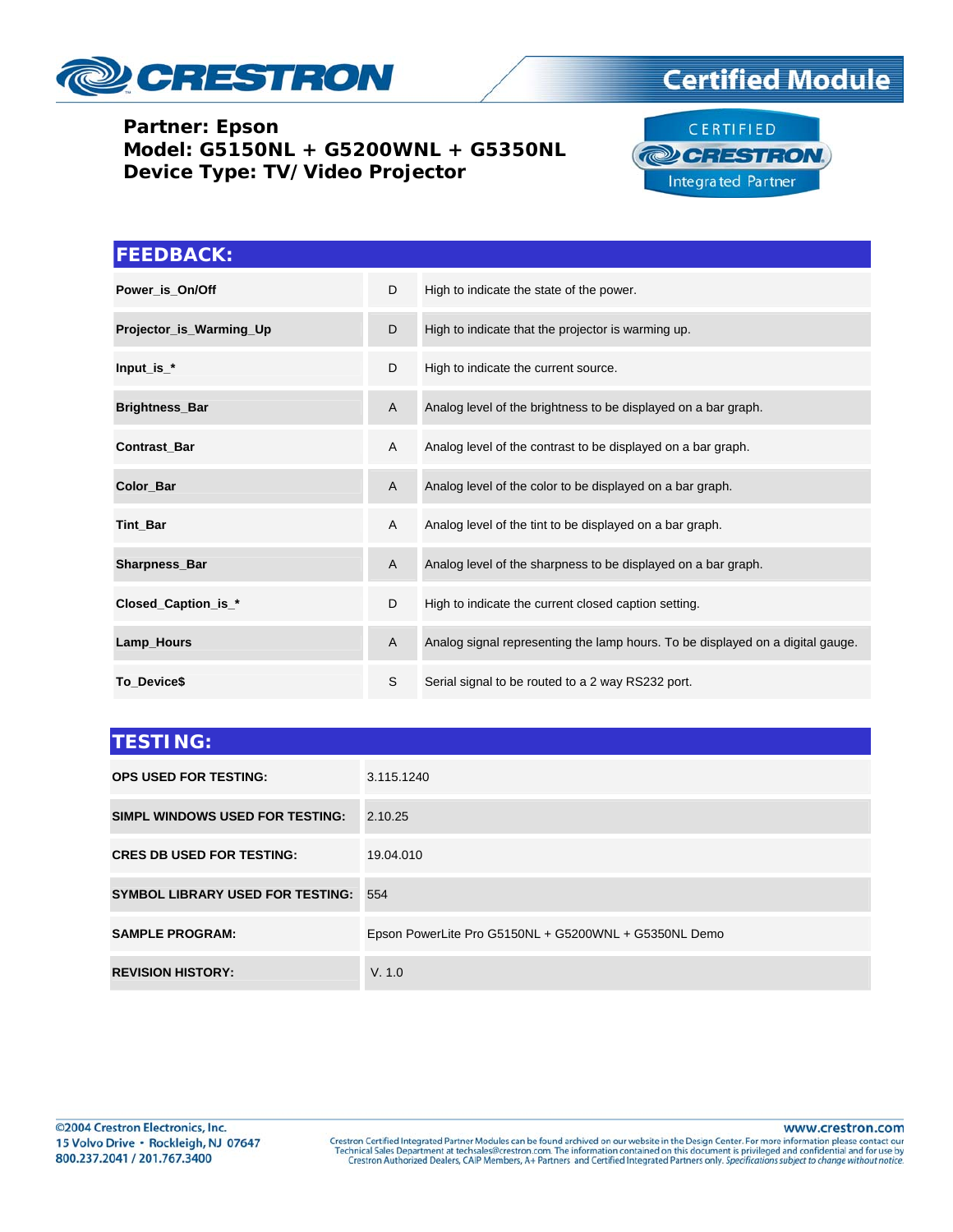**Partner: Epson**
**Model: G5150NL + G5200WNL + G5350NL**
**Device Type: TV/Video Projector**

## FEEDBACK:

| | | |
|---|---|---|
| **Power_is_On/Off** | D | High to indicate the state of the power. |
| **Projector_is_Warming_Up** | D | High to indicate that the projector is warming up. |
| **Input_is_*** | D | High to indicate the current source. |
| **Brightness_Bar** | A | Analog level of the brightness to be displayed on a bar graph. |
| **Contrast_Bar** | A | Analog level of the contrast to be displayed on a bar graph. |
| **Color_Bar** | A | Analog level of the color to be displayed on a bar graph. |
| **Tint_Bar** | A | Analog level of the tint to be displayed on a bar graph. |
| **Sharpness_Bar** | A | Analog level of the sharpness to be displayed on a bar graph. |
| **Closed_Caption_is_*** | D | High to indicate the current closed caption setting. |
| **Lamp_Hours** | A | Analog signal representing the lamp hours. To be displayed on a digital gauge. |
| **To_Device$** | S | Serial signal to be routed to a 2 way RS232 port. |

## TESTING:

| | |
|---|---|
| **OPS USED FOR TESTING:** | 3.115.1240 |
| **SIMPL WINDOWS USED FOR TESTING:** | 2.10.25 |
| **CRES DB USED FOR TESTING:** | 19.04.010 |
| **SYMBOL LIBRARY USED FOR TESTING:** | 554 |
| **SAMPLE PROGRAM:** | Epson PowerLite Pro G5150NL + G5200WNL + G5350NL Demo |
| **REVISION HISTORY:** | V. 1.0 |